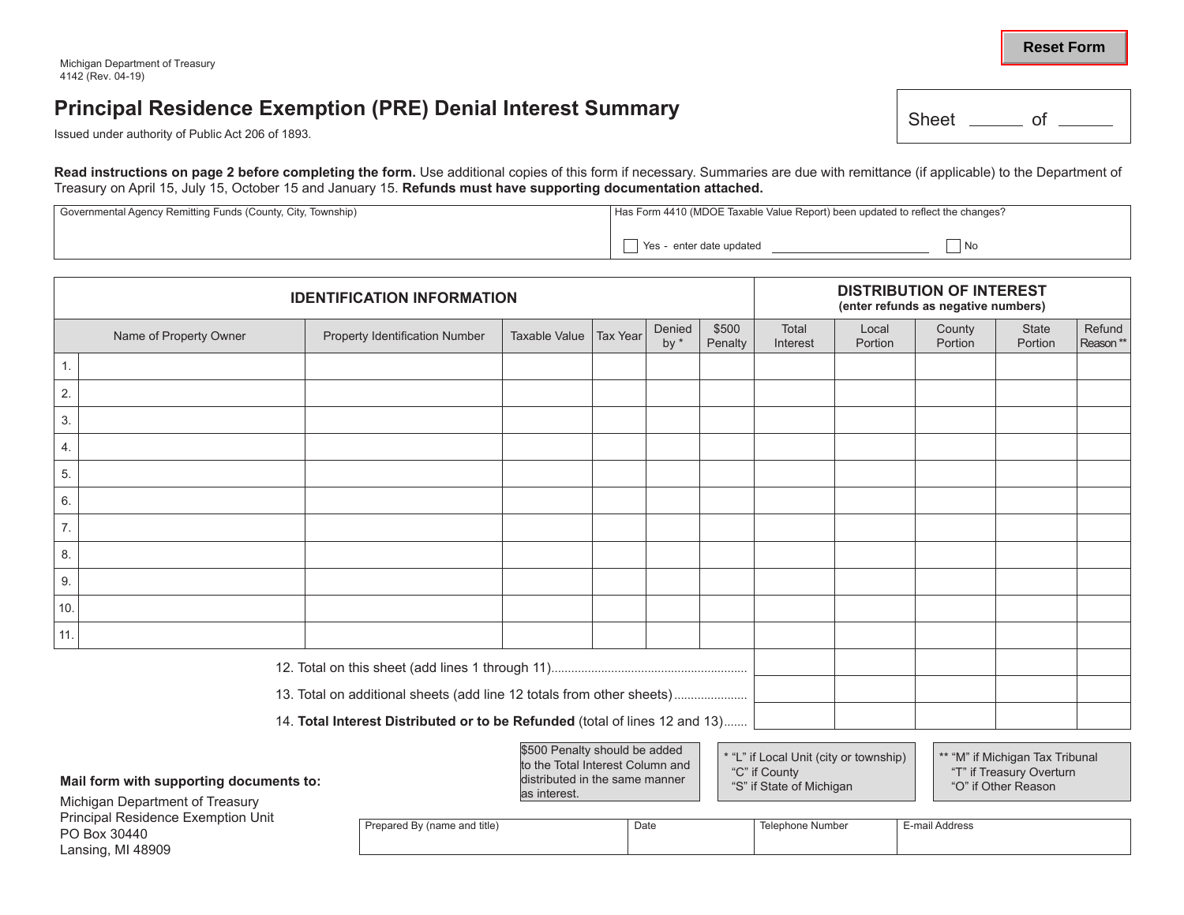Michigan Department of Treasury
4142 (Rev. 04-19)

# Principal Residence Exemption (PRE) Denial Interest Summary

Issued under authority of Public Act 206 of 1893.

Sheet ______ of ______

**Read instructions on page 2 before completing the form.** Use additional copies of this form if necessary. Summaries are due with remittance (if applicable) to the Department of Treasury on April 15, July 15, October 15 and January 15. **Refunds must have supporting documentation attached.**

| Governmental Agency Remitting Funds (County, City, Township) | Has Form 4410 (MDOE Taxable Value Report) been updated to reflect the changes? ☐ Yes - enter date updated ____________ ☐ No |
|---|---|

| IDENTIFICATION INFORMATION | | | | | | | DISTRIBUTION OF INTEREST (enter refunds as negative numbers) | | | | |
|---|---|---|---|---|---|---|---|---|---|---|---|
| | Name of Property Owner | Property Identification Number | Taxable Value | Tax Year | Denied by * | $500 Penalty | Total Interest | Local Portion | County Portion | State Portion | Refund Reason ** |
| 1. | | | | | | | | | | | |
| 2. | | | | | | | | | | | |
| 3. | | | | | | | | | | | |
| 4. | | | | | | | | | | | |
| 5. | | | | | | | | | | | |
| 6. | | | | | | | | | | | |
| 7. | | | | | | | | | | | |
| 8. | | | | | | | | | | | |
| 9. | | | | | | | | | | | |
| 10. | | | | | | | | | | | |
| 11. | | | | | | | | | | | |
| 12. Total on this sheet (add lines 1 through 11) | | | | | | | | | | | |
| 13. Total on additional sheets (add line 12 totals from other sheets) | | | | | | | | | | | |
| 14. **Total Interest Distributed or to be Refunded** (total of lines 12 and 13) | | | | | | | | | | | |

$500 Penalty should be added to the Total Interest Column and distributed in the same manner as interest.

\* "L" if Local Unit (city or township)
"C" if County
"S" if State of Michigan

\*\* "M" if Michigan Tax Tribunal
"T" if Treasury Overturn
"O" if Other Reason

**Mail form with supporting documents to:**

Michigan Department of Treasury
Principal Residence Exemption Unit
PO Box 30440
Lansing, MI 48909

| Prepared By (name and title) | Date | Telephone Number | E-mail Address |
|---|---|---|---|
| | | | |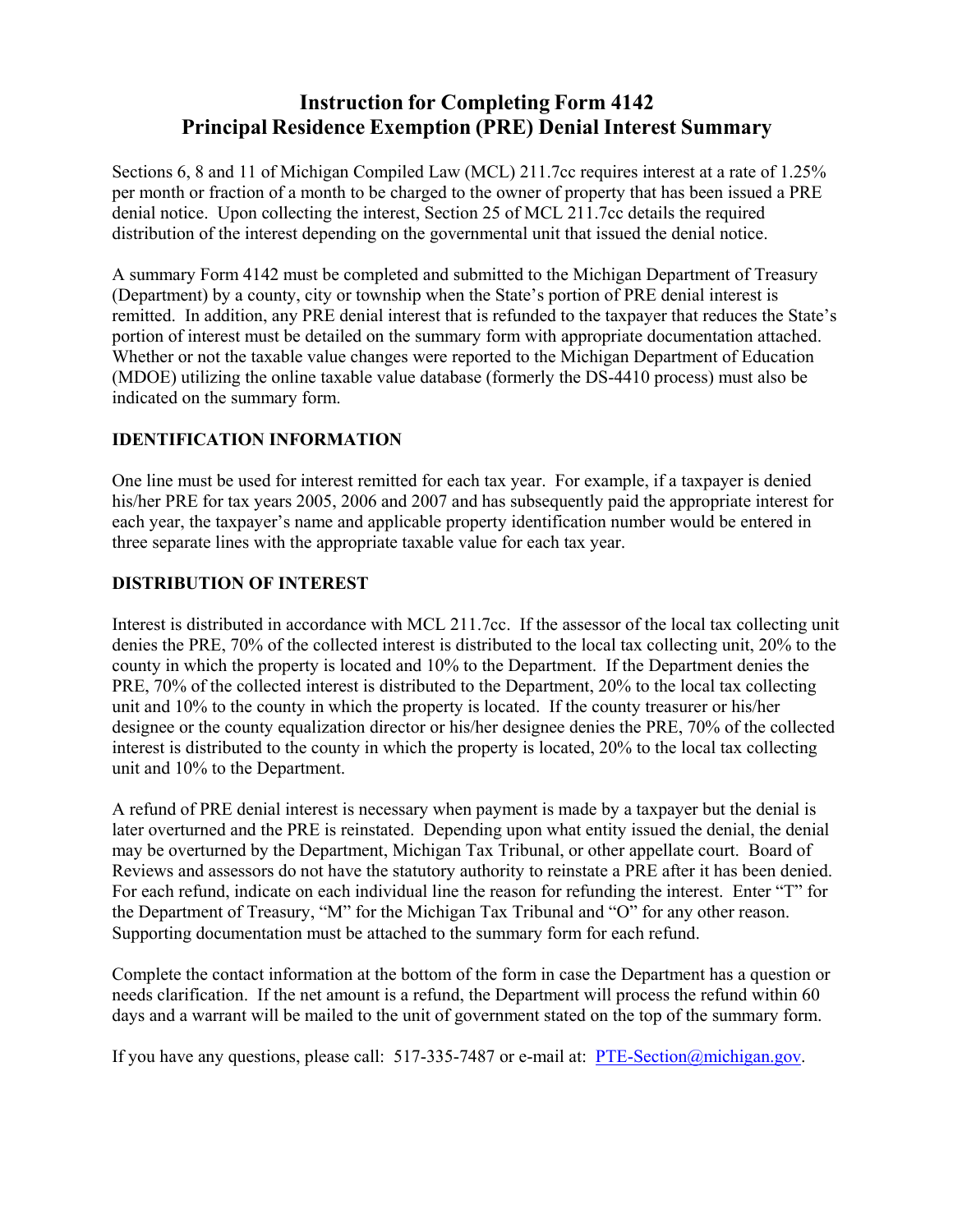# Instruction for Completing Form 4142
# Principal Residence Exemption (PRE) Denial Interest Summary

Sections 6, 8 and 11 of Michigan Compiled Law (MCL) 211.7cc requires interest at a rate of 1.25% per month or fraction of a month to be charged to the owner of property that has been issued a PRE denial notice. Upon collecting the interest, Section 25 of MCL 211.7cc details the required distribution of the interest depending on the governmental unit that issued the denial notice.

A summary Form 4142 must be completed and submitted to the Michigan Department of Treasury (Department) by a county, city or township when the State's portion of PRE denial interest is remitted. In addition, any PRE denial interest that is refunded to the taxpayer that reduces the State's portion of interest must be detailed on the summary form with appropriate documentation attached. Whether or not the taxable value changes were reported to the Michigan Department of Education (MDOE) utilizing the online taxable value database (formerly the DS-4410 process) must also be indicated on the summary form.

## IDENTIFICATION INFORMATION

One line must be used for interest remitted for each tax year. For example, if a taxpayer is denied his/her PRE for tax years 2005, 2006 and 2007 and has subsequently paid the appropriate interest for each year, the taxpayer's name and applicable property identification number would be entered in three separate lines with the appropriate taxable value for each tax year.

## DISTRIBUTION OF INTEREST

Interest is distributed in accordance with MCL 211.7cc. If the assessor of the local tax collecting unit denies the PRE, 70% of the collected interest is distributed to the local tax collecting unit, 20% to the county in which the property is located and 10% to the Department. If the Department denies the PRE, 70% of the collected interest is distributed to the Department, 20% to the local tax collecting unit and 10% to the county in which the property is located. If the county treasurer or his/her designee or the county equalization director or his/her designee denies the PRE, 70% of the collected interest is distributed to the county in which the property is located, 20% to the local tax collecting unit and 10% to the Department.

A refund of PRE denial interest is necessary when payment is made by a taxpayer but the denial is later overturned and the PRE is reinstated. Depending upon what entity issued the denial, the denial may be overturned by the Department, Michigan Tax Tribunal, or other appellate court. Board of Reviews and assessors do not have the statutory authority to reinstate a PRE after it has been denied. For each refund, indicate on each individual line the reason for refunding the interest. Enter "T" for the Department of Treasury, "M" for the Michigan Tax Tribunal and "O" for any other reason. Supporting documentation must be attached to the summary form for each refund.

Complete the contact information at the bottom of the form in case the Department has a question or needs clarification. If the net amount is a refund, the Department will process the refund within 60 days and a warrant will be mailed to the unit of government stated on the top of the summary form.

If you have any questions, please call: 517-335-7487 or e-mail at: PTE-Section@michigan.gov.